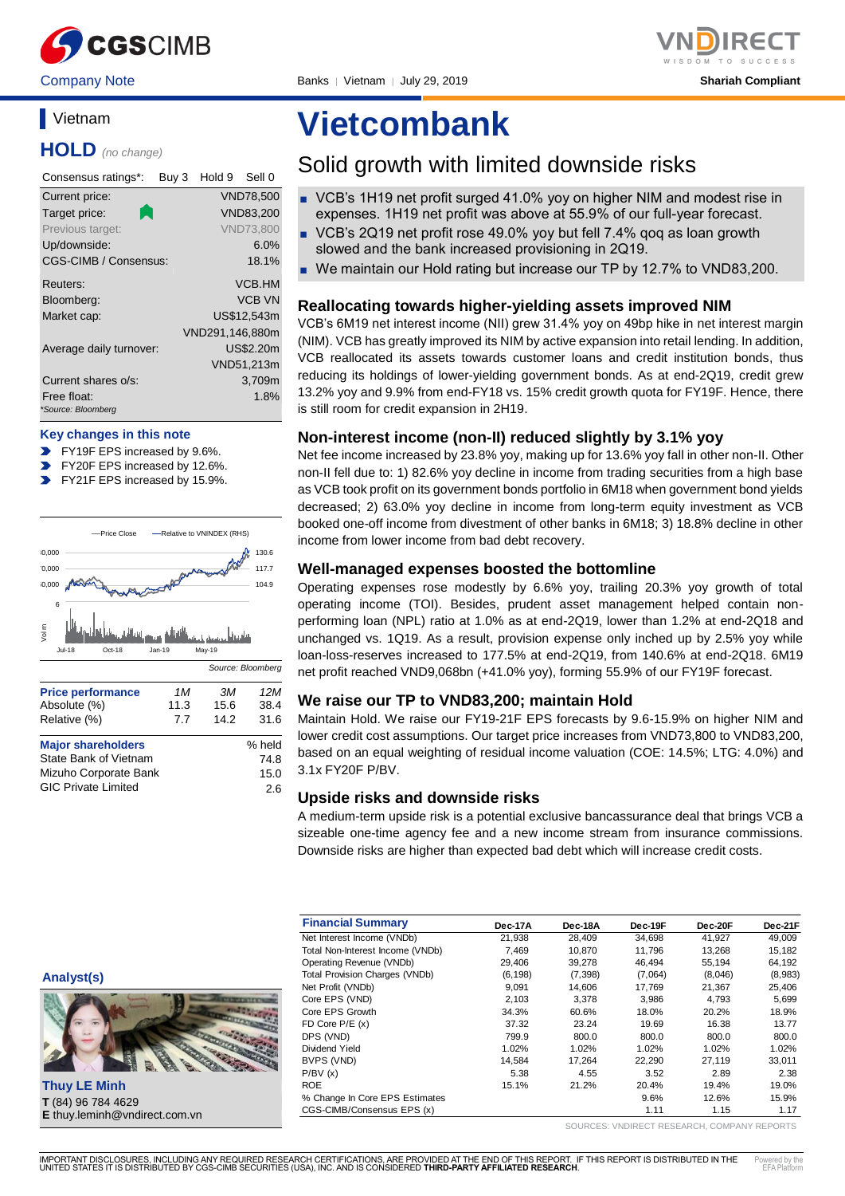Company Note | Banks | Vietnam | July 29, 2019 | Shariah Compliant

## Vietnam

**HOLD** *(no change)*

| Consensus ratings*: | Buy 3 Hold 9 Sell 0 |
|---|---|
| Current price: | VND78,500 |
| Target price: | VND83,200 |
| Previous target: | VND73,800 |
| Up/downside: | 6.0% |
| CGS-CIMB / Consensus: | 18.1% |
| Reuters: | VCB.HM |
| Bloomberg: | VCB VN |
| Market cap: | US$12,543m |
| | VND291,146,880m |
| Average daily turnover: | US$2.20m |
| | VND51,213m |
| Current shares o/s: | 3,709m |
| Free float: | 1.8% |

*Source: Bloomberg

**Key changes in this note**

- FY19F EPS increased by 9.6%.
- FY20F EPS increased by 12.6%.
- FY21F EPS increased by 15.9%.

Source: Bloomberg

| Price performance | 1M | 3M | 12M |
|---|---|---|---|
| Absolute (%) | 11.3 | 15.6 | 38.4 |
| Relative (%) | 7.7 | 14.2 | 31.6 |

| Major shareholders | % held |
|---|---|
| State Bank of Vietnam | 74.8 |
| Mizuho Corporate Bank | 15.0 |
| GIC Private Limited | 2.6 |

**Analyst(s)**

**Thuy LE Minh**
**T** (84) 96 784 4629
**E** thuy.leminh@vndirect.com.vn

# Vietcombank

## Solid growth with limited downside risks

- VCB's 1H19 net profit surged 41.0% yoy on higher NIM and modest rise in expenses. 1H19 net profit was above at 55.9% of our full-year forecast.
- VCB's 2Q19 net profit rose 49.0% yoy but fell 7.4% qoq as loan growth slowed and the bank increased provisioning in 2Q19.
- We maintain our Hold rating but increase our TP by 12.7% to VND83,200.

### Reallocating towards higher-yielding assets improved NIM

VCB's 6M19 net interest income (NII) grew 31.4% yoy on 49bp hike in net interest margin (NIM). VCB has greatly improved its NIM by active expansion into retail lending. In addition, VCB reallocated its assets towards customer loans and credit institution bonds, thus reducing its holdings of lower-yielding government bonds. As at end-2Q19, credit grew 13.2% yoy and 9.9% from end-FY18 vs. 15% credit growth quota for FY19F. Hence, there is still room for credit expansion in 2H19.

### Non-interest income (non-II) reduced slightly by 3.1% yoy

Net fee income increased by 23.8% yoy, making up for 13.6% yoy fall in other non-II. Other non-II fell due to: 1) 82.6% yoy decline in income from trading securities from a high base as VCB took profit on its government bonds portfolio in 6M18 when government bond yields decreased; 2) 63.0% yoy decline in income from long-term equity investment as VCB booked one-off income from divestment of other banks in 6M18; 3) 18.8% decline in other income from lower income from bad debt recovery.

### Well-managed expenses boosted the bottomline

Operating expenses rose modestly by 6.6% yoy, trailing 20.3% yoy growth of total operating income (TOI). Besides, prudent asset management helped contain non-performing loan (NPL) ratio at 1.0% as at end-2Q19, lower than 1.2% at end-2Q18 and unchanged vs. 1Q19. As a result, provision expense only inched up by 2.5% yoy while loan-loss-reserves increased to 177.5% at end-2Q19, from 140.6% at end-2Q18. 6M19 net profit reached VND9,068bn (+41.0% yoy), forming 55.9% of our FY19F forecast.

### We raise our TP to VND83,200; maintain Hold

Maintain Hold. We raise our FY19-21F EPS forecasts by 9.6-15.9% on higher NIM and lower credit cost assumptions. Our target price increases from VND73,800 to VND83,200, based on an equal weighting of residual income valuation (COE: 14.5%; LTG: 4.0%) and 3.1x FY20F P/BV.

### Upside risks and downside risks

A medium-term upside risk is a potential exclusive bancassurance deal that brings VCB a sizeable one-time agency fee and a new income stream from insurance commissions. Downside risks are higher than expected bad debt which will increase credit costs.

| Financial Summary | Dec-17A | Dec-18A | Dec-19F | Dec-20F | Dec-21F |
|---|---|---|---|---|---|
| Net Interest Income (VNDb) | 21,938 | 28,409 | 34,698 | 41,927 | 49,009 |
| Total Non-Interest Income (VNDb) | 7,469 | 10,870 | 11,796 | 13,268 | 15,182 |
| Operating Revenue (VNDb) | 29,406 | 39,278 | 46,494 | 55,194 | 64,192 |
| Total Provision Charges (VNDb) | (6,198) | (7,398) | (7,064) | (8,046) | (8,983) |
| Net Profit (VNDb) | 9,091 | 14,606 | 17,769 | 21,367 | 25,406 |
| Core EPS (VND) | 2,103 | 3,378 | 3,986 | 4,793 | 5,699 |
| Core EPS Growth | 34.3% | 60.6% | 18.0% | 20.2% | 18.9% |
| FD Core P/E (x) | 37.32 | 23.24 | 19.69 | 16.38 | 13.77 |
| DPS (VND) | 799.9 | 800.0 | 800.0 | 800.0 | 800.0 |
| Dividend Yield | 1.02% | 1.02% | 1.02% | 1.02% | 1.02% |
| BVPS (VND) | 14,584 | 17,264 | 22,290 | 27,119 | 33,011 |
| P/BV (x) | 5.38 | 4.55 | 3.52 | 2.89 | 2.38 |
| ROE | 15.1% | 21.2% | 20.4% | 19.4% | 19.0% |
| % Change In Core EPS Estimates | | | 9.6% | 12.6% | 15.9% |
| CGS-CIMB/Consensus EPS (x) | | | 1.11 | 1.15 | 1.17 |

SOURCES: VNDIRECT RESEARCH, COMPANY REPORTS

IMPORTANT DISCLOSURES, INCLUDING ANY REQUIRED RESEARCH CERTIFICATIONS, ARE PROVIDED AT THE END OF THIS REPORT. IF THIS REPORT IS DISTRIBUTED IN THE UNITED STATES IT IS DISTRIBUTED BY CGS-CIMB SECURITIES (USA), INC. AND IS CONSIDERED **THIRD-PARTY AFFILIATED RESEARCH**.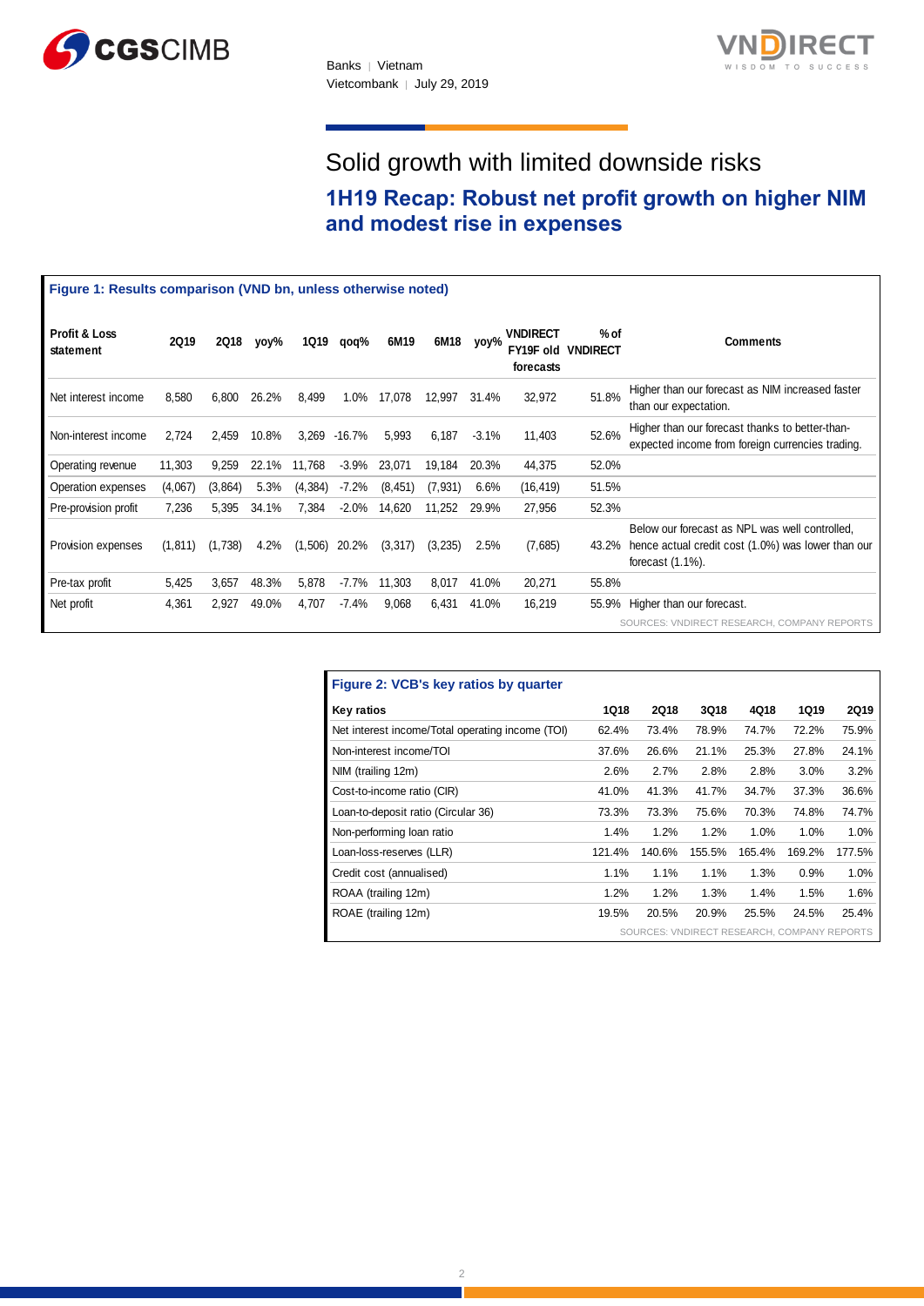# Solid growth with limited downside risks

## 1H19 Recap: Robust net profit growth on higher NIM and modest rise in expenses

**Figure 1: Results comparison (VND bn, unless otherwise noted)**

| Profit & Loss statement | 2Q19 | 2Q18 | yoy% | 1Q19 | qoq% | 6M19 | 6M18 | yoy% | VNDIRECT FY19F old forecasts | % of VNDIRECT | Comments |
|---|---|---|---|---|---|---|---|---|---|---|---|
| Net interest income | 8,580 | 6,800 | 26.2% | 8,499 | 1.0% | 17,078 | 12,997 | 31.4% | 32,972 | 51.8% | Higher than our forecast as NIM increased faster than our expectation. |
| Non-interest income | 2,724 | 2,459 | 10.8% | 3,269 | -16.7% | 5,993 | 6,187 | -3.1% | 11,403 | 52.6% | Higher than our forecast thanks to better-than-expected income from foreign currencies trading. |
| Operating revenue | 11,303 | 9,259 | 22.1% | 11,768 | -3.9% | 23,071 | 19,184 | 20.3% | 44,375 | 52.0% | |
| Operation expenses | (4,067) | (3,864) | 5.3% | (4,384) | -7.2% | (8,451) | (7,931) | 6.6% | (16,419) | 51.5% | |
| Pre-provision profit | 7,236 | 5,395 | 34.1% | 7,384 | -2.0% | 14,620 | 11,252 | 29.9% | 27,956 | 52.3% | |
| Provision expenses | (1,811) | (1,738) | 4.2% | (1,506) | 20.2% | (3,317) | (3,235) | 2.5% | (7,685) | 43.2% | Below our forecast as NPL was well controlled, hence actual credit cost (1.0%) was lower than our forecast (1.1%). |
| Pre-tax profit | 5,425 | 3,657 | 48.3% | 5,878 | -7.7% | 11,303 | 8,017 | 41.0% | 20,271 | 55.8% | |
| Net profit | 4,361 | 2,927 | 49.0% | 4,707 | -7.4% | 9,068 | 6,431 | 41.0% | 16,219 | 55.9% | Higher than our forecast. |

SOURCES: VNDIRECT RESEARCH, COMPANY REPORTS

**Figure 2: VCB's key ratios by quarter**

| Key ratios | 1Q18 | 2Q18 | 3Q18 | 4Q18 | 1Q19 | 2Q19 |
|---|---|---|---|---|---|---|
| Net interest income/Total operating income (TOI) | 62.4% | 73.4% | 78.9% | 74.7% | 72.2% | 75.9% |
| Non-interest income/TOI | 37.6% | 26.6% | 21.1% | 25.3% | 27.8% | 24.1% |
| NIM (trailing 12m) | 2.6% | 2.7% | 2.8% | 2.8% | 3.0% | 3.2% |
| Cost-to-income ratio (CIR) | 41.0% | 41.3% | 41.7% | 34.7% | 37.3% | 36.6% |
| Loan-to-deposit ratio (Circular 36) | 73.3% | 73.3% | 75.6% | 70.3% | 74.8% | 74.7% |
| Non-performing loan ratio | 1.4% | 1.2% | 1.2% | 1.0% | 1.0% | 1.0% |
| Loan-loss-reserves (LLR) | 121.4% | 140.6% | 155.5% | 165.4% | 169.2% | 177.5% |
| Credit cost (annualised) | 1.1% | 1.1% | 1.1% | 1.3% | 0.9% | 1.0% |
| ROAA (trailing 12m) | 1.2% | 1.2% | 1.3% | 1.4% | 1.5% | 1.6% |
| ROAE (trailing 12m) | 19.5% | 20.5% | 20.9% | 25.5% | 24.5% | 25.4% |

SOURCES: VNDIRECT RESEARCH, COMPANY REPORTS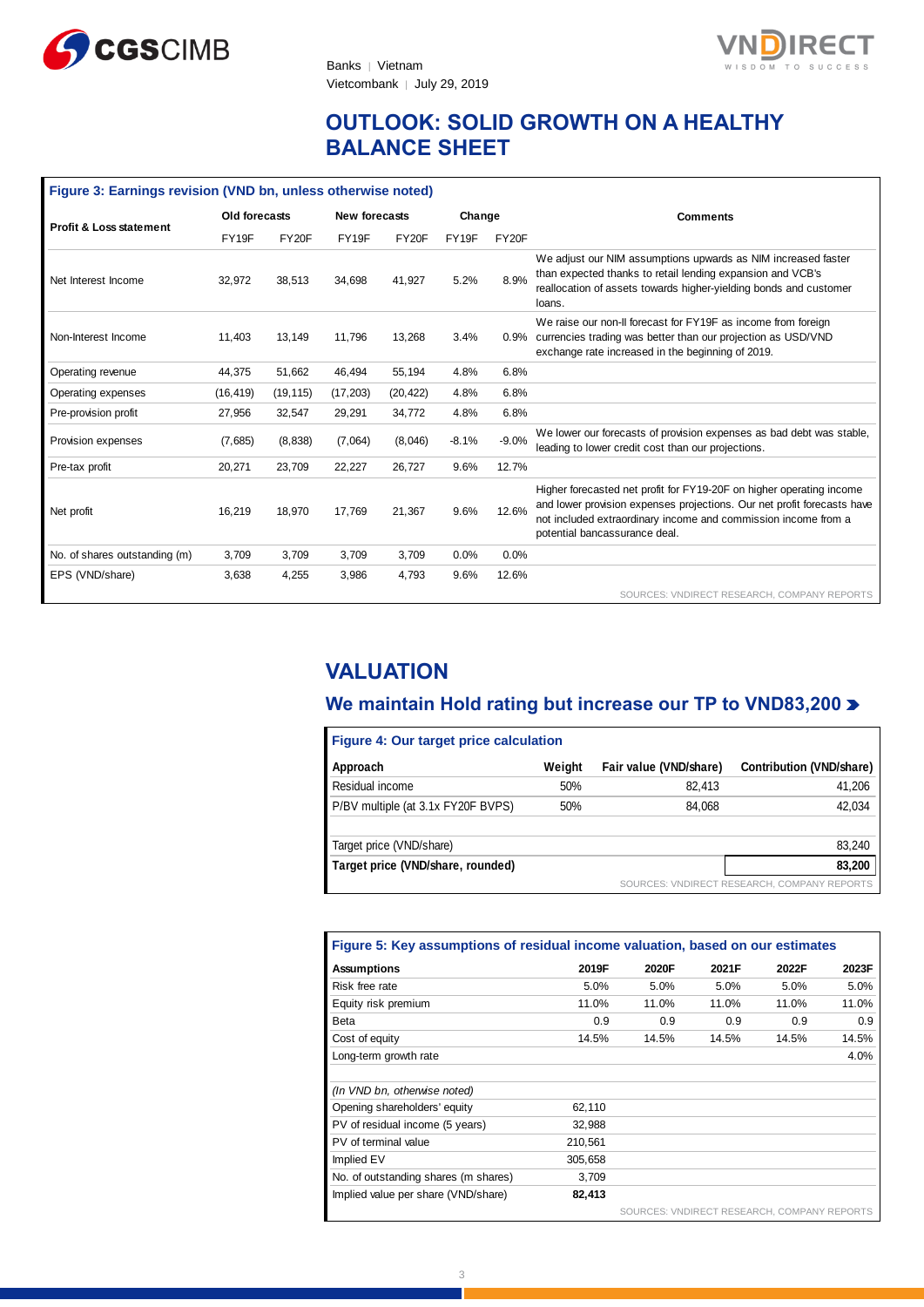# OUTLOOK: SOLID GROWTH ON A HEALTHY BALANCE SHEET

**Figure 3: Earnings revision (VND bn, unless otherwise noted)**

| Profit & Loss statement | Old forecasts | | New forecasts | | Change | | Comments |
|---|---|---|---|---|---|---|---|
| | FY19F | FY20F | FY19F | FY20F | FY19F | FY20F | |
| Net Interest Income | 32,972 | 38,513 | 34,698 | 41,927 | 5.2% | 8.9% | We adjust our NIM assumptions upwards as NIM increased faster than expected thanks to retail lending expansion and VCB's reallocation of assets towards higher-yielding bonds and customer loans. |
| Non-Interest Income | 11,403 | 13,149 | 11,796 | 13,268 | 3.4% | 0.9% | We raise our non-II forecast for FY19F as income from foreign currencies trading was better than our projection as USD/VND exchange rate increased in the beginning of 2019. |
| Operating revenue | 44,375 | 51,662 | 46,494 | 55,194 | 4.8% | 6.8% | |
| Operating expenses | (16,419) | (19,115) | (17,203) | (20,422) | 4.8% | 6.8% | |
| Pre-provision profit | 27,956 | 32,547 | 29,291 | 34,772 | 4.8% | 6.8% | |
| Provision expenses | (7,685) | (8,838) | (7,064) | (8,046) | -8.1% | -9.0% | We lower our forecasts of provision expenses as bad debt was stable, leading to lower credit cost than our projections. |
| Pre-tax profit | 20,271 | 23,709 | 22,227 | 26,727 | 9.6% | 12.7% | |
| Net profit | 16,219 | 18,970 | 17,769 | 21,367 | 9.6% | 12.6% | Higher forecasted net profit for FY19-20F on higher operating income and lower provision expenses projections. Our net profit forecasts have not included extraordinary income and commission income from a potential bancassurance deal. |
| No. of shares outstanding (m) | 3,709 | 3,709 | 3,709 | 3,709 | 0.0% | 0.0% | |
| EPS (VND/share) | 3,638 | 4,255 | 3,986 | 4,793 | 9.6% | 12.6% | |

SOURCES: VNDIRECT RESEARCH, COMPANY REPORTS

# VALUATION

## We maintain Hold rating but increase our TP to VND83,200

**Figure 4: Our target price calculation**

| Approach | Weight | Fair value (VND/share) | Contribution (VND/share) |
|---|---|---|---|
| Residual income | 50% | 82,413 | 41,206 |
| P/BV multiple (at 3.1x FY20F BVPS) | 50% | 84,068 | 42,034 |
| | | | |
| Target price (VND/share) | | | 83,240 |
| **Target price (VND/share, rounded)** | | | **83,200** |

SOURCES: VNDIRECT RESEARCH, COMPANY REPORTS

**Figure 5: Key assumptions of residual income valuation, based on our estimates**

| Assumptions | 2019F | 2020F | 2021F | 2022F | 2023F |
|---|---|---|---|---|---|
| Risk free rate | 5.0% | 5.0% | 5.0% | 5.0% | 5.0% |
| Equity risk premium | 11.0% | 11.0% | 11.0% | 11.0% | 11.0% |
| Beta | 0.9 | 0.9 | 0.9 | 0.9 | 0.9 |
| Cost of equity | 14.5% | 14.5% | 14.5% | 14.5% | 14.5% |
| Long-term growth rate | | | | | 4.0% |
| | | | | | |
| *(In VND bn, otherwise noted)* | | | | | |
| Opening shareholders' equity | 62,110 | | | | |
| PV of residual income (5 years) | 32,988 | | | | |
| PV of terminal value | 210,561 | | | | |
| Implied EV | 305,658 | | | | |
| No. of outstanding shares (m shares) | 3,709 | | | | |
| Implied value per share (VND/share) | **82,413** | | | | |

SOURCES: VNDIRECT RESEARCH, COMPANY REPORTS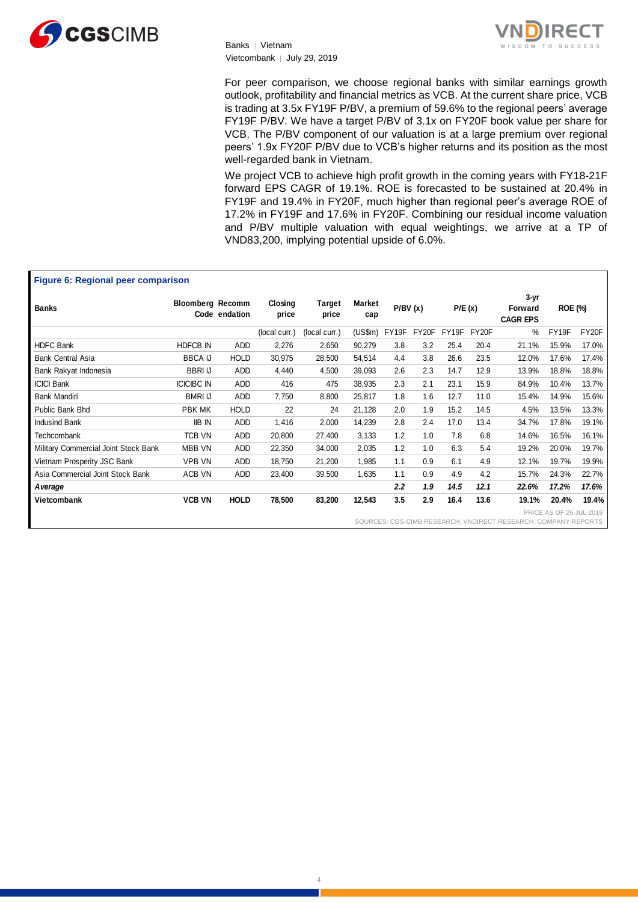For peer comparison, we choose regional banks with similar earnings growth outlook, profitability and financial metrics as VCB. At the current share price, VCB is trading at 3.5x FY19F P/BV, a premium of 59.6% to the regional peers' average FY19F P/BV. We have a target P/BV of 3.1x on FY20F book value per share for VCB. The P/BV component of our valuation is at a large premium over regional peers' 1.9x FY20F P/BV due to VCB's higher returns and its position as the most well-regarded bank in Vietnam.

We project VCB to achieve high profit growth in the coming years with FY18-21F forward EPS CAGR of 19.1%. ROE is forecasted to be sustained at 20.4% in FY19F and 19.4% in FY20F, much higher than regional peer's average ROE of 17.2% in FY19F and 17.6% in FY20F. Combining our residual income valuation and P/BV multiple valuation with equal weightings, we arrive at a TP of VND83,200, implying potential upside of 6.0%.

**Figure 6: Regional peer comparison**

| Banks | Bloomberg Code | Recommendation | Closing price | Target price | Market cap | P/BV (x) | | P/E (x) | | 3-yr Forward CAGR EPS | ROE (%) | |
|---|---|---|---|---|---|---|---|---|---|---|---|---|
| | | | (local curr.) | (local curr.) | (US$m) | FY19F | FY20F | FY19F | FY20F | % | FY19F | FY20F |
| HDFC Bank | HDFCB IN | ADD | 2,276 | 2,650 | 90,279 | 3.8 | 3.2 | 25.4 | 20.4 | 21.1% | 15.9% | 17.0% |
| Bank Central Asia | BBCA IJ | HOLD | 30,975 | 28,500 | 54,514 | 4.4 | 3.8 | 26.6 | 23.5 | 12.0% | 17.6% | 17.4% |
| Bank Rakyat Indonesia | BBRI IJ | ADD | 4,440 | 4,500 | 39,093 | 2.6 | 2.3 | 14.7 | 12.9 | 13.9% | 18.8% | 18.8% |
| ICICI Bank | ICICIBC IN | ADD | 416 | 475 | 38,935 | 2.3 | 2.1 | 23.1 | 15.9 | 84.9% | 10.4% | 13.7% |
| Bank Mandiri | BMRI IJ | ADD | 7,750 | 8,800 | 25,817 | 1.8 | 1.6 | 12.7 | 11.0 | 15.4% | 14.9% | 15.6% |
| Public Bank Bhd | PBK MK | HOLD | 22 | 24 | 21,128 | 2.0 | 1.9 | 15.2 | 14.5 | 4.5% | 13.5% | 13.3% |
| Indusind Bank | IIB IN | ADD | 1,416 | 2,000 | 14,239 | 2.8 | 2.4 | 17.0 | 13.4 | 34.7% | 17.8% | 19.1% |
| Techcombank | TCB VN | ADD | 20,800 | 27,400 | 3,133 | 1.2 | 1.0 | 7.8 | 6.8 | 14.6% | 16.5% | 16.1% |
| Military Commercial Joint Stock Bank | MBB VN | ADD | 22,350 | 34,000 | 2,035 | 1.2 | 1.0 | 6.3 | 5.4 | 19.2% | 20.0% | 19.7% |
| Vietnam Prosperity JSC Bank | VPB VN | ADD | 18,750 | 21,200 | 1,985 | 1.1 | 0.9 | 6.1 | 4.9 | 12.1% | 19.7% | 19.9% |
| Asia Commercial Joint Stock Bank | ACB VN | ADD | 23,400 | 39,500 | 1,635 | 1.1 | 0.9 | 4.9 | 4.2 | 15.7% | 24.3% | 22.7% |
| ***Average*** | | | | | | ***2.2*** | ***1.9*** | ***14.5*** | ***12.1*** | ***22.6%*** | ***17.2%*** | ***17.6%*** |
| **Vietcombank** | **VCB VN** | **HOLD** | **78,500** | **83,200** | **12,543** | **3.5** | **2.9** | **16.4** | **13.6** | **19.1%** | **20.4%** | **19.4%** |

PRICE AS OF 26 JUL 2019

SOURCES: CGS-CIMB RESEARCH, VNDIRECT RESEARCH, COMPANY REPORTS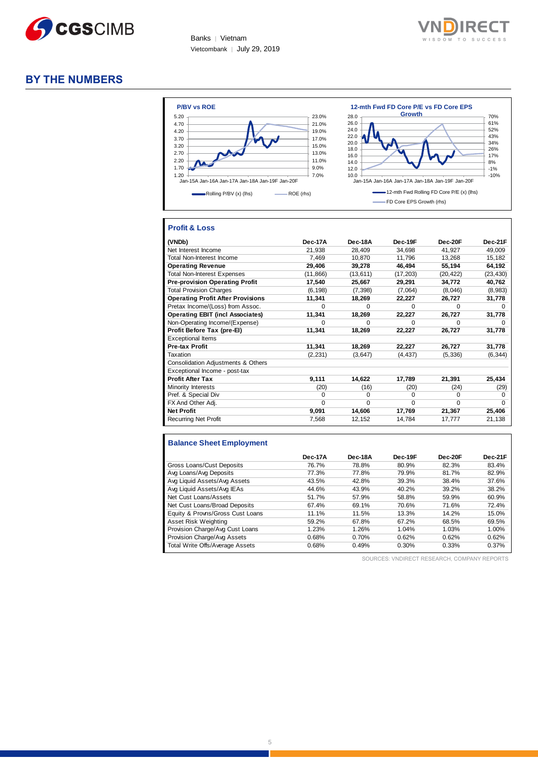# BY THE NUMBERS

**P/BV vs ROE**

Rolling P/BV (x) (lhs) — ROE (rhs)

**12-mth Fwd FD Core P/E vs FD Core EPS Growth**

12-mth Fwd Rolling FD Core P/E (x) (lhs) — FD Core EPS Growth (rhs)

### Profit & Loss

| (VNDb) | Dec-17A | Dec-18A | Dec-19F | Dec-20F | Dec-21F |
|---|---|---|---|---|---|
| Net Interest Income | 21,938 | 28,409 | 34,698 | 41,927 | 49,009 |
| Total Non-Interest Income | 7,469 | 10,870 | 11,796 | 13,268 | 15,182 |
| **Operating Revenue** | **29,406** | **39,278** | **46,494** | **55,194** | **64,192** |
| Total Non-Interest Expenses | (11,866) | (13,611) | (17,203) | (20,422) | (23,430) |
| **Pre-provision Operating Profit** | **17,540** | **25,667** | **29,291** | **34,772** | **40,762** |
| Total Provision Charges | (6,198) | (7,398) | (7,064) | (8,046) | (8,983) |
| **Operating Profit After Provisions** | **11,341** | **18,269** | **22,227** | **26,727** | **31,778** |
| Pretax Income/(Loss) from Assoc. | 0 | 0 | 0 | 0 | 0 |
| **Operating EBIT (incl Associates)** | **11,341** | **18,269** | **22,227** | **26,727** | **31,778** |
| Non-Operating Income/(Expense) | 0 | 0 | 0 | 0 | 0 |
| **Profit Before Tax (pre-EI)** | **11,341** | **18,269** | **22,227** | **26,727** | **31,778** |
| Exceptional Items | | | | | |
| **Pre-tax Profit** | **11,341** | **18,269** | **22,227** | **26,727** | **31,778** |
| Taxation | (2,231) | (3,647) | (4,437) | (5,336) | (6,344) |
| Consolidation Adjustments & Others | | | | | |
| Exceptional Income - post-tax | | | | | |
| **Profit After Tax** | **9,111** | **14,622** | **17,789** | **21,391** | **25,434** |
| Minority Interests | (20) | (16) | (20) | (24) | (29) |
| Pref. & Special Div | 0 | 0 | 0 | 0 | 0 |
| FX And Other Adj. | 0 | 0 | 0 | 0 | 0 |
| **Net Profit** | **9,091** | **14,606** | **17,769** | **21,367** | **25,406** |
| Recurring Net Profit | 7,568 | 12,152 | 14,784 | 17,777 | 21,138 |

### Balance Sheet Employment

| | Dec-17A | Dec-18A | Dec-19F | Dec-20F | Dec-21F |
|---|---|---|---|---|---|
| Gross Loans/Cust Deposits | 76.7% | 78.8% | 80.9% | 82.3% | 83.4% |
| Avg Loans/Avg Deposits | 77.3% | 77.8% | 79.9% | 81.7% | 82.9% |
| Avg Liquid Assets/Avg Assets | 43.5% | 42.8% | 39.3% | 38.4% | 37.6% |
| Avg Liquid Assets/Avg IEAs | 44.6% | 43.9% | 40.2% | 39.2% | 38.2% |
| Net Cust Loans/Assets | 51.7% | 57.9% | 58.8% | 59.9% | 60.9% |
| Net Cust Loans/Broad Deposits | 67.4% | 69.1% | 70.6% | 71.6% | 72.4% |
| Equity & Provns/Gross Cust Loans | 11.1% | 11.5% | 13.3% | 14.2% | 15.0% |
| Asset Risk Weighting | 59.2% | 67.8% | 67.2% | 68.5% | 69.5% |
| Provision Charge/Avg Cust Loans | 1.23% | 1.26% | 1.04% | 1.03% | 1.00% |
| Provision Charge/Avg Assets | 0.68% | 0.70% | 0.62% | 0.62% | 0.62% |
| Total Write Offs/Average Assets | 0.68% | 0.49% | 0.30% | 0.33% | 0.37% |

SOURCES: VNDIRECT RESEARCH, COMPANY REPORTS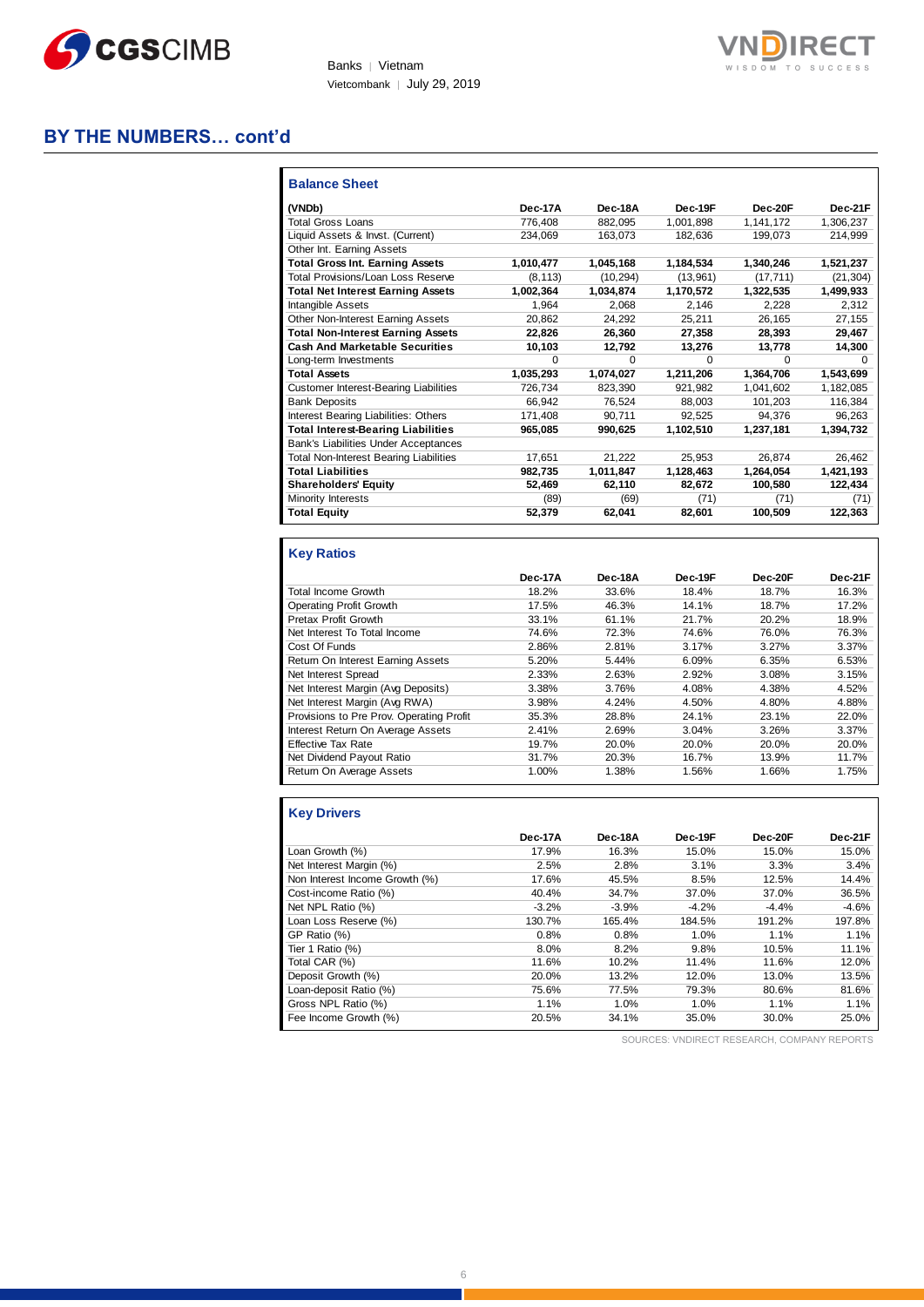## BY THE NUMBERS… cont'd

### Balance Sheet

| (VNDb) | Dec-17A | Dec-18A | Dec-19F | Dec-20F | Dec-21F |
|---|---|---|---|---|---|
| Total Gross Loans | 776,408 | 882,095 | 1,001,898 | 1,141,172 | 1,306,237 |
| Liquid Assets & Invst. (Current) | 234,069 | 163,073 | 182,636 | 199,073 | 214,999 |
| Other Int. Earning Assets | | | | | |
| **Total Gross Int. Earning Assets** | **1,010,477** | **1,045,168** | **1,184,534** | **1,340,246** | **1,521,237** |
| Total Provisions/Loan Loss Reserve | (8,113) | (10,294) | (13,961) | (17,711) | (21,304) |
| **Total Net Interest Earning Assets** | **1,002,364** | **1,034,874** | **1,170,572** | **1,322,535** | **1,499,933** |
| Intangible Assets | 1,964 | 2,068 | 2,146 | 2,228 | 2,312 |
| Other Non-Interest Earning Assets | 20,862 | 24,292 | 25,211 | 26,165 | 27,155 |
| **Total Non-Interest Earning Assets** | **22,826** | **26,360** | **27,358** | **28,393** | **29,467** |
| **Cash And Marketable Securities** | **10,103** | **12,792** | **13,276** | **13,778** | **14,300** |
| Long-term Investments | 0 | 0 | 0 | 0 | 0 |
| **Total Assets** | **1,035,293** | **1,074,027** | **1,211,206** | **1,364,706** | **1,543,699** |
| Customer Interest-Bearing Liabilities | 726,734 | 823,390 | 921,982 | 1,041,602 | 1,182,085 |
| Bank Deposits | 66,942 | 76,524 | 88,003 | 101,203 | 116,384 |
| Interest Bearing Liabilities: Others | 171,408 | 90,711 | 92,525 | 94,376 | 96,263 |
| **Total Interest-Bearing Liabilities** | **965,085** | **990,625** | **1,102,510** | **1,237,181** | **1,394,732** |
| Bank's Liabilities Under Acceptances | | | | | |
| Total Non-Interest Bearing Liabilities | 17,651 | 21,222 | 25,953 | 26,874 | 26,462 |
| **Total Liabilities** | **982,735** | **1,011,847** | **1,128,463** | **1,264,054** | **1,421,193** |
| **Shareholders' Equity** | **52,469** | **62,110** | **82,672** | **100,580** | **122,434** |
| Minority Interests | (89) | (69) | (71) | (71) | (71) |
| **Total Equity** | **52,379** | **62,041** | **82,601** | **100,509** | **122,363** |

### Key Ratios

| | Dec-17A | Dec-18A | Dec-19F | Dec-20F | Dec-21F |
|---|---|---|---|---|---|
| Total Income Growth | 18.2% | 33.6% | 18.4% | 18.7% | 16.3% |
| Operating Profit Growth | 17.5% | 46.3% | 14.1% | 18.7% | 17.2% |
| Pretax Profit Growth | 33.1% | 61.1% | 21.7% | 20.2% | 18.9% |
| Net Interest To Total Income | 74.6% | 72.3% | 74.6% | 76.0% | 76.3% |
| Cost Of Funds | 2.86% | 2.81% | 3.17% | 3.27% | 3.37% |
| Return On Interest Earning Assets | 5.20% | 5.44% | 6.09% | 6.35% | 6.53% |
| Net Interest Spread | 2.33% | 2.63% | 2.92% | 3.08% | 3.15% |
| Net Interest Margin (Avg Deposits) | 3.38% | 3.76% | 4.08% | 4.38% | 4.52% |
| Net Interest Margin (Avg RWA) | 3.98% | 4.24% | 4.50% | 4.80% | 4.88% |
| Provisions to Pre Prov. Operating Profit | 35.3% | 28.8% | 24.1% | 23.1% | 22.0% |
| Interest Return On Average Assets | 2.41% | 2.69% | 3.04% | 3.26% | 3.37% |
| Effective Tax Rate | 19.7% | 20.0% | 20.0% | 20.0% | 20.0% |
| Net Dividend Payout Ratio | 31.7% | 20.3% | 16.7% | 13.9% | 11.7% |
| Return On Average Assets | 1.00% | 1.38% | 1.56% | 1.66% | 1.75% |

### Key Drivers

| | Dec-17A | Dec-18A | Dec-19F | Dec-20F | Dec-21F |
|---|---|---|---|---|---|
| Loan Growth (%) | 17.9% | 16.3% | 15.0% | 15.0% | 15.0% |
| Net Interest Margin (%) | 2.5% | 2.8% | 3.1% | 3.3% | 3.4% |
| Non Interest Income Growth (%) | 17.6% | 45.5% | 8.5% | 12.5% | 14.4% |
| Cost-income Ratio (%) | 40.4% | 34.7% | 37.0% | 37.0% | 36.5% |
| Net NPL Ratio (%) | -3.2% | -3.9% | -4.2% | -4.4% | -4.6% |
| Loan Loss Reserve (%) | 130.7% | 165.4% | 184.5% | 191.2% | 197.8% |
| GP Ratio (%) | 0.8% | 0.8% | 1.0% | 1.1% | 1.1% |
| Tier 1 Ratio (%) | 8.0% | 8.2% | 9.8% | 10.5% | 11.1% |
| Total CAR (%) | 11.6% | 10.2% | 11.4% | 11.6% | 12.0% |
| Deposit Growth (%) | 20.0% | 13.2% | 12.0% | 13.0% | 13.5% |
| Loan-deposit Ratio (%) | 75.6% | 77.5% | 79.3% | 80.6% | 81.6% |
| Gross NPL Ratio (%) | 1.1% | 1.0% | 1.0% | 1.1% | 1.1% |
| Fee Income Growth (%) | 20.5% | 34.1% | 35.0% | 30.0% | 25.0% |

SOURCES: VNDIRECT RESEARCH, COMPANY REPORTS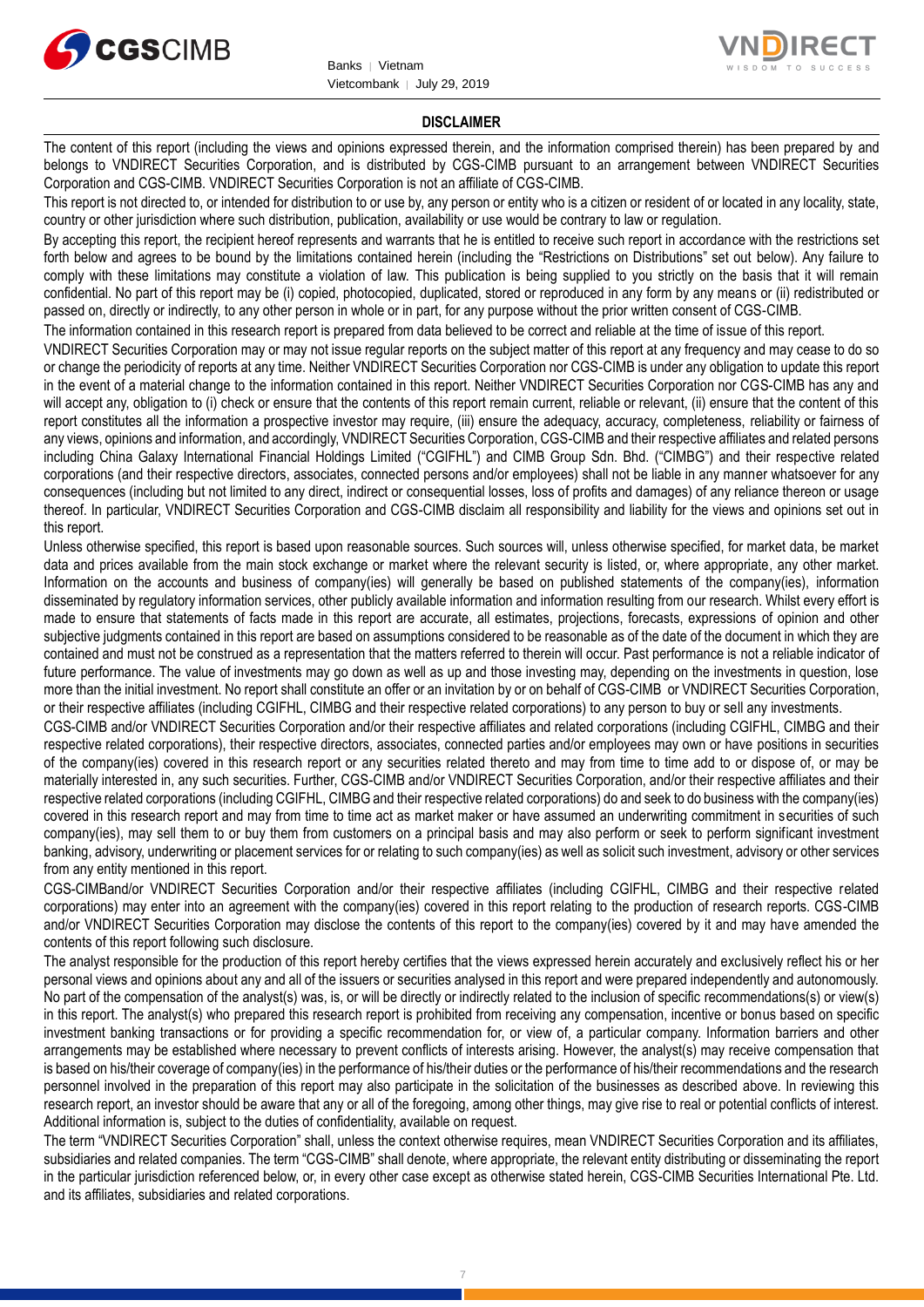## DISCLAIMER

The content of this report (including the views and opinions expressed therein, and the information comprised therein) has been prepared by and belongs to VNDIRECT Securities Corporation, and is distributed by CGS-CIMB pursuant to an arrangement between VNDIRECT Securities Corporation and CGS-CIMB. VNDIRECT Securities Corporation is not an affiliate of CGS-CIMB.

This report is not directed to, or intended for distribution to or use by, any person or entity who is a citizen or resident of or located in any locality, state, country or other jurisdiction where such distribution, publication, availability or use would be contrary to law or regulation.

By accepting this report, the recipient hereof represents and warrants that he is entitled to receive such report in accordance with the restrictions set forth below and agrees to be bound by the limitations contained herein (including the "Restrictions on Distributions" set out below). Any failure to comply with these limitations may constitute a violation of law. This publication is being supplied to you strictly on the basis that it will remain confidential. No part of this report may be (i) copied, photocopied, duplicated, stored or reproduced in any form by any means or (ii) redistributed or passed on, directly or indirectly, to any other person in whole or in part, for any purpose without the prior written consent of CGS-CIMB.

The information contained in this research report is prepared from data believed to be correct and reliable at the time of issue of this report.

VNDIRECT Securities Corporation may or may not issue regular reports on the subject matter of this report at any frequency and may cease to do so or change the periodicity of reports at any time. Neither VNDIRECT Securities Corporation nor CGS-CIMB is under any obligation to update this report in the event of a material change to the information contained in this report. Neither VNDIRECT Securities Corporation nor CGS-CIMB has any and will accept any, obligation to (i) check or ensure that the contents of this report remain current, reliable or relevant, (ii) ensure that the content of this report constitutes all the information a prospective investor may require, (iii) ensure the adequacy, accuracy, completeness, reliability or fairness of any views, opinions and information, and accordingly, VNDIRECT Securities Corporation, CGS-CIMB and their respective affiliates and related persons including China Galaxy International Financial Holdings Limited ("CGIFHL") and CIMB Group Sdn. Bhd. ("CIMBG") and their respective related corporations (and their respective directors, associates, connected persons and/or employees) shall not be liable in any manner whatsoever for any consequences (including but not limited to any direct, indirect or consequential losses, loss of profits and damages) of any reliance thereon or usage thereof. In particular, VNDIRECT Securities Corporation and CGS-CIMB disclaim all responsibility and liability for the views and opinions set out in this report.

Unless otherwise specified, this report is based upon reasonable sources. Such sources will, unless otherwise specified, for market data, be market data and prices available from the main stock exchange or market where the relevant security is listed, or, where appropriate, any other market. Information on the accounts and business of company(ies) will generally be based on published statements of the company(ies), information disseminated by regulatory information services, other publicly available information and information resulting from our research. Whilst every effort is made to ensure that statements of facts made in this report are accurate, all estimates, projections, forecasts, expressions of opinion and other subjective judgments contained in this report are based on assumptions considered to be reasonable as of the date of the document in which they are contained and must not be construed as a representation that the matters referred to therein will occur. Past performance is not a reliable indicator of future performance. The value of investments may go down as well as up and those investing may, depending on the investments in question, lose more than the initial investment. No report shall constitute an offer or an invitation by or on behalf of CGS-CIMB or VNDIRECT Securities Corporation, or their respective affiliates (including CGIFHL, CIMBG and their respective related corporations) to any person to buy or sell any investments.

CGS-CIMB and/or VNDIRECT Securities Corporation and/or their respective affiliates and related corporations (including CGIFHL, CIMBG and their respective related corporations), their respective directors, associates, connected parties and/or employees may own or have positions in securities of the company(ies) covered in this research report or any securities related thereto and may from time to time add to or dispose of, or may be materially interested in, any such securities. Further, CGS-CIMB and/or VNDIRECT Securities Corporation, and/or their respective affiliates and their respective related corporations (including CGIFHL, CIMBG and their respective related corporations) do and seek to do business with the company(ies) covered in this research report and may from time to time act as market maker or have assumed an underwriting commitment in securities of such company(ies), may sell them to or buy them from customers on a principal basis and may also perform or seek to perform significant investment banking, advisory, underwriting or placement services for or relating to such company(ies) as well as solicit such investment, advisory or other services from any entity mentioned in this report.

CGS-CIMBand/or VNDIRECT Securities Corporation and/or their respective affiliates (including CGIFHL, CIMBG and their respective related corporations) may enter into an agreement with the company(ies) covered in this report relating to the production of research reports. CGS-CIMB and/or VNDIRECT Securities Corporation may disclose the contents of this report to the company(ies) covered by it and may have amended the contents of this report following such disclosure.

The analyst responsible for the production of this report hereby certifies that the views expressed herein accurately and exclusively reflect his or her personal views and opinions about any and all of the issuers or securities analysed in this report and were prepared independently and autonomously. No part of the compensation of the analyst(s) was, is, or will be directly or indirectly related to the inclusion of specific recommendations(s) or view(s) in this report. The analyst(s) who prepared this research report is prohibited from receiving any compensation, incentive or bonus based on specific investment banking transactions or for providing a specific recommendation for, or view of, a particular company. Information barriers and other arrangements may be established where necessary to prevent conflicts of interests arising. However, the analyst(s) may receive compensation that is based on his/their coverage of company(ies) in the performance of his/their duties or the performance of his/their recommendations and the research personnel involved in the preparation of this report may also participate in the solicitation of the businesses as described above. In reviewing this research report, an investor should be aware that any or all of the foregoing, among other things, may give rise to real or potential conflicts of interest. Additional information is, subject to the duties of confidentiality, available on request.

The term "VNDIRECT Securities Corporation" shall, unless the context otherwise requires, mean VNDIRECT Securities Corporation and its affiliates, subsidiaries and related companies. The term "CGS-CIMB" shall denote, where appropriate, the relevant entity distributing or disseminating the report in the particular jurisdiction referenced below, or, in every other case except as otherwise stated herein, CGS-CIMB Securities International Pte. Ltd. and its affiliates, subsidiaries and related corporations.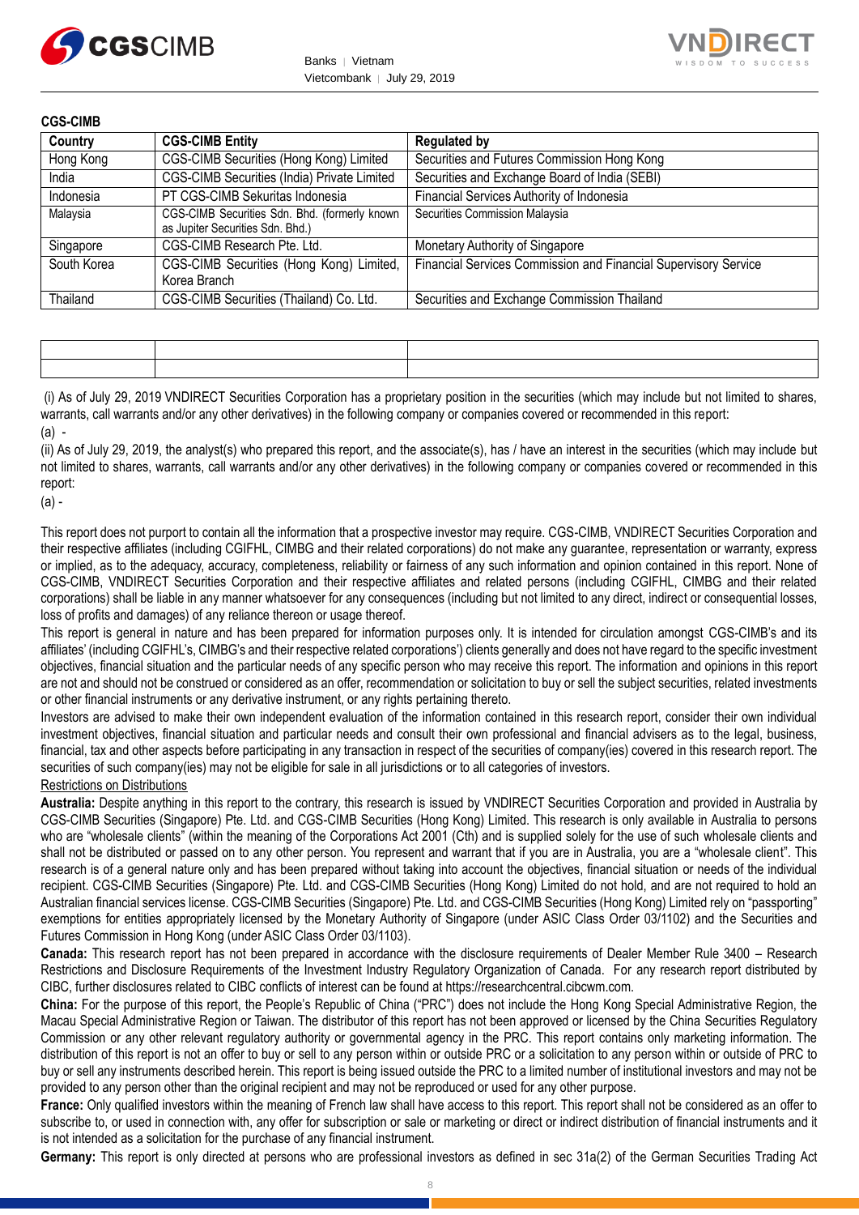**CGS-CIMB**

| Country | CGS-CIMB Entity | Regulated by |
|---|---|---|
| Hong Kong | CGS-CIMB Securities (Hong Kong) Limited | Securities and Futures Commission Hong Kong |
| India | CGS-CIMB Securities (India) Private Limited | Securities and Exchange Board of India (SEBI) |
| Indonesia | PT CGS-CIMB Sekuritas Indonesia | Financial Services Authority of Indonesia |
| Malaysia | CGS-CIMB Securities Sdn. Bhd. (formerly known as Jupiter Securities Sdn. Bhd.) | Securities Commission Malaysia |
| Singapore | CGS-CIMB Research Pte. Ltd. | Monetary Authority of Singapore |
| South Korea | CGS-CIMB Securities (Hong Kong) Limited, Korea Branch | Financial Services Commission and Financial Supervisory Service |
| Thailand | CGS-CIMB Securities (Thailand) Co. Ltd. | Securities and Exchange Commission Thailand |

| | | |
|---|---|---|
| | | |

(i) As of July 29, 2019 VNDIRECT Securities Corporation has a proprietary position in the securities (which may include but not limited to shares, warrants, call warrants and/or any other derivatives) in the following company or companies covered or recommended in this report:

(a) -

(ii) As of July 29, 2019, the analyst(s) who prepared this report, and the associate(s), has / have an interest in the securities (which may include but not limited to shares, warrants, call warrants and/or any other derivatives) in the following company or companies covered or recommended in this report:

(a) -

This report does not purport to contain all the information that a prospective investor may require. CGS-CIMB, VNDIRECT Securities Corporation and their respective affiliates (including CGIFHL, CIMBG and their related corporations) do not make any guarantee, representation or warranty, express or implied, as to the adequacy, accuracy, completeness, reliability or fairness of any such information and opinion contained in this report. None of CGS-CIMB, VNDIRECT Securities Corporation and their respective affiliates and related persons (including CGIFHL, CIMBG and their related corporations) shall be liable in any manner whatsoever for any consequences (including but not limited to any direct, indirect or consequential losses, loss of profits and damages) of any reliance thereon or usage thereof.

This report is general in nature and has been prepared for information purposes only. It is intended for circulation amongst CGS-CIMB's and its affiliates' (including CGIFHL's, CIMBG's and their respective related corporations') clients generally and does not have regard to the specific investment objectives, financial situation and the particular needs of any specific person who may receive this report. The information and opinions in this report are not and should not be construed or considered as an offer, recommendation or solicitation to buy or sell the subject securities, related investments or other financial instruments or any derivative instrument, or any rights pertaining thereto.

Investors are advised to make their own independent evaluation of the information contained in this research report, consider their own individual investment objectives, financial situation and particular needs and consult their own professional and financial advisers as to the legal, business, financial, tax and other aspects before participating in any transaction in respect of the securities of company(ies) covered in this research report. The securities of such company(ies) may not be eligible for sale in all jurisdictions or to all categories of investors.

Restrictions on Distributions

**Australia:** Despite anything in this report to the contrary, this research is issued by VNDIRECT Securities Corporation and provided in Australia by CGS-CIMB Securities (Singapore) Pte. Ltd. and CGS-CIMB Securities (Hong Kong) Limited. This research is only available in Australia to persons who are "wholesale clients" (within the meaning of the Corporations Act 2001 (Cth) and is supplied solely for the use of such wholesale clients and shall not be distributed or passed on to any other person. You represent and warrant that if you are in Australia, you are a "wholesale client". This research is of a general nature only and has been prepared without taking into account the objectives, financial situation or needs of the individual recipient. CGS-CIMB Securities (Singapore) Pte. Ltd. and CGS-CIMB Securities (Hong Kong) Limited do not hold, and are not required to hold an Australian financial services license. CGS-CIMB Securities (Singapore) Pte. Ltd. and CGS-CIMB Securities (Hong Kong) Limited rely on "passporting" exemptions for entities appropriately licensed by the Monetary Authority of Singapore (under ASIC Class Order 03/1102) and the Securities and Futures Commission in Hong Kong (under ASIC Class Order 03/1103).

**Canada:** This research report has not been prepared in accordance with the disclosure requirements of Dealer Member Rule 3400 – Research Restrictions and Disclosure Requirements of the Investment Industry Regulatory Organization of Canada. For any research report distributed by CIBC, further disclosures related to CIBC conflicts of interest can be found at https://researchcentral.cibcwm.com.

**China:** For the purpose of this report, the People's Republic of China ("PRC") does not include the Hong Kong Special Administrative Region, the Macau Special Administrative Region or Taiwan. The distributor of this report has not been approved or licensed by the China Securities Regulatory Commission or any other relevant regulatory authority or governmental agency in the PRC. This report contains only marketing information. The distribution of this report is not an offer to buy or sell to any person within or outside PRC or a solicitation to any person within or outside of PRC to buy or sell any instruments described herein. This report is being issued outside the PRC to a limited number of institutional investors and may not be provided to any person other than the original recipient and may not be reproduced or used for any other purpose.

**France:** Only qualified investors within the meaning of French law shall have access to this report. This report shall not be considered as an offer to subscribe to, or used in connection with, any offer for subscription or sale or marketing or direct or indirect distribution of financial instruments and it is not intended as a solicitation for the purchase of any financial instrument.

**Germany:** This report is only directed at persons who are professional investors as defined in sec 31a(2) of the German Securities Trading Act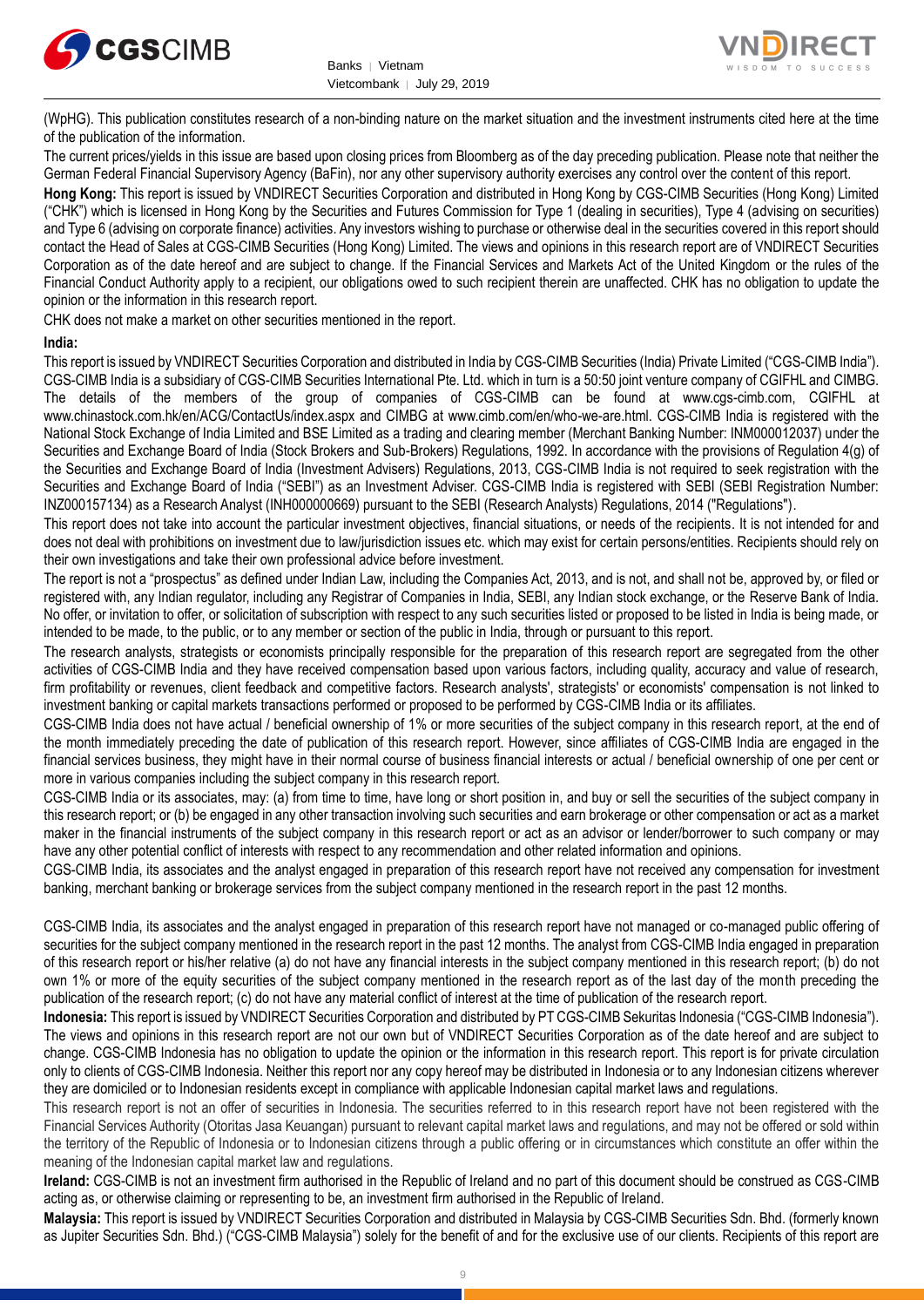(WpHG). This publication constitutes research of a non-binding nature on the market situation and the investment instruments cited here at the time of the publication of the information.

The current prices/yields in this issue are based upon closing prices from Bloomberg as of the day preceding publication. Please note that neither the German Federal Financial Supervisory Agency (BaFin), nor any other supervisory authority exercises any control over the content of this report.

**Hong Kong:** This report is issued by VNDIRECT Securities Corporation and distributed in Hong Kong by CGS-CIMB Securities (Hong Kong) Limited ("CHK") which is licensed in Hong Kong by the Securities and Futures Commission for Type 1 (dealing in securities), Type 4 (advising on securities) and Type 6 (advising on corporate finance) activities. Any investors wishing to purchase or otherwise deal in the securities covered in this report should contact the Head of Sales at CGS-CIMB Securities (Hong Kong) Limited. The views and opinions in this research report are of VNDIRECT Securities Corporation as of the date hereof and are subject to change. If the Financial Services and Markets Act of the United Kingdom or the rules of the Financial Conduct Authority apply to a recipient, our obligations owed to such recipient therein are unaffected. CHK has no obligation to update the opinion or the information in this research report.

CHK does not make a market on other securities mentioned in the report.

**India:**

This report is issued by VNDIRECT Securities Corporation and distributed in India by CGS-CIMB Securities (India) Private Limited ("CGS-CIMB India"). CGS-CIMB India is a subsidiary of CGS-CIMB Securities International Pte. Ltd. which in turn is a 50:50 joint venture company of CGIFHL and CIMBG. The details of the members of the group of companies of CGS-CIMB can be found at www.cgs-cimb.com, CGIFHL at www.chinastock.com.hk/en/ACG/ContactUs/index.aspx and CIMBG at www.cimb.com/en/who-we-are.html. CGS-CIMB India is registered with the National Stock Exchange of India Limited and BSE Limited as a trading and clearing member (Merchant Banking Number: INM000012037) under the Securities and Exchange Board of India (Stock Brokers and Sub-Brokers) Regulations, 1992. In accordance with the provisions of Regulation 4(g) of the Securities and Exchange Board of India (Investment Advisers) Regulations, 2013, CGS-CIMB India is not required to seek registration with the Securities and Exchange Board of India ("SEBI") as an Investment Adviser. CGS-CIMB India is registered with SEBI (SEBI Registration Number: INZ000157134) as a Research Analyst (INH000000669) pursuant to the SEBI (Research Analysts) Regulations, 2014 ("Regulations").

This report does not take into account the particular investment objectives, financial situations, or needs of the recipients. It is not intended for and does not deal with prohibitions on investment due to law/jurisdiction issues etc. which may exist for certain persons/entities. Recipients should rely on their own investigations and take their own professional advice before investment.

The report is not a "prospectus" as defined under Indian Law, including the Companies Act, 2013, and is not, and shall not be, approved by, or filed or registered with, any Indian regulator, including any Registrar of Companies in India, SEBI, any Indian stock exchange, or the Reserve Bank of India. No offer, or invitation to offer, or solicitation of subscription with respect to any such securities listed or proposed to be listed in India is being made, or intended to be made, to the public, or to any member or section of the public in India, through or pursuant to this report.

The research analysts, strategists or economists principally responsible for the preparation of this research report are segregated from the other activities of CGS-CIMB India and they have received compensation based upon various factors, including quality, accuracy and value of research, firm profitability or revenues, client feedback and competitive factors. Research analysts', strategists' or economists' compensation is not linked to investment banking or capital markets transactions performed or proposed to be performed by CGS-CIMB India or its affiliates.

CGS-CIMB India does not have actual / beneficial ownership of 1% or more securities of the subject company in this research report, at the end of the month immediately preceding the date of publication of this research report. However, since affiliates of CGS-CIMB India are engaged in the financial services business, they might have in their normal course of business financial interests or actual / beneficial ownership of one per cent or more in various companies including the subject company in this research report.

CGS-CIMB India or its associates, may: (a) from time to time, have long or short position in, and buy or sell the securities of the subject company in this research report; or (b) be engaged in any other transaction involving such securities and earn brokerage or other compensation or act as a market maker in the financial instruments of the subject company in this research report or act as an advisor or lender/borrower to such company or may have any other potential conflict of interests with respect to any recommendation and other related information and opinions.

CGS-CIMB India, its associates and the analyst engaged in preparation of this research report have not received any compensation for investment banking, merchant banking or brokerage services from the subject company mentioned in the research report in the past 12 months.

CGS-CIMB India, its associates and the analyst engaged in preparation of this research report have not managed or co-managed public offering of securities for the subject company mentioned in the research report in the past 12 months. The analyst from CGS-CIMB India engaged in preparation of this research report or his/her relative (a) do not have any financial interests in the subject company mentioned in this research report; (b) do not own 1% or more of the equity securities of the subject company mentioned in the research report as of the last day of the month preceding the publication of the research report; (c) do not have any material conflict of interest at the time of publication of the research report.

**Indonesia:** This report is issued by VNDIRECT Securities Corporation and distributed by PT CGS-CIMB Sekuritas Indonesia ("CGS-CIMB Indonesia"). The views and opinions in this research report are not our own but of VNDIRECT Securities Corporation as of the date hereof and are subject to change. CGS-CIMB Indonesia has no obligation to update the opinion or the information in this research report. This report is for private circulation only to clients of CGS-CIMB Indonesia. Neither this report nor any copy hereof may be distributed in Indonesia or to any Indonesian citizens wherever they are domiciled or to Indonesian residents except in compliance with applicable Indonesian capital market laws and regulations.

This research report is not an offer of securities in Indonesia. The securities referred to in this research report have not been registered with the Financial Services Authority (Otoritas Jasa Keuangan) pursuant to relevant capital market laws and regulations, and may not be offered or sold within the territory of the Republic of Indonesia or to Indonesian citizens through a public offering or in circumstances which constitute an offer within the meaning of the Indonesian capital market law and regulations.

**Ireland:** CGS-CIMB is not an investment firm authorised in the Republic of Ireland and no part of this document should be construed as CGS-CIMB acting as, or otherwise claiming or representing to be, an investment firm authorised in the Republic of Ireland.

**Malaysia:** This report is issued by VNDIRECT Securities Corporation and distributed in Malaysia by CGS-CIMB Securities Sdn. Bhd. (formerly known as Jupiter Securities Sdn. Bhd.) ("CGS-CIMB Malaysia") solely for the benefit of and for the exclusive use of our clients. Recipients of this report are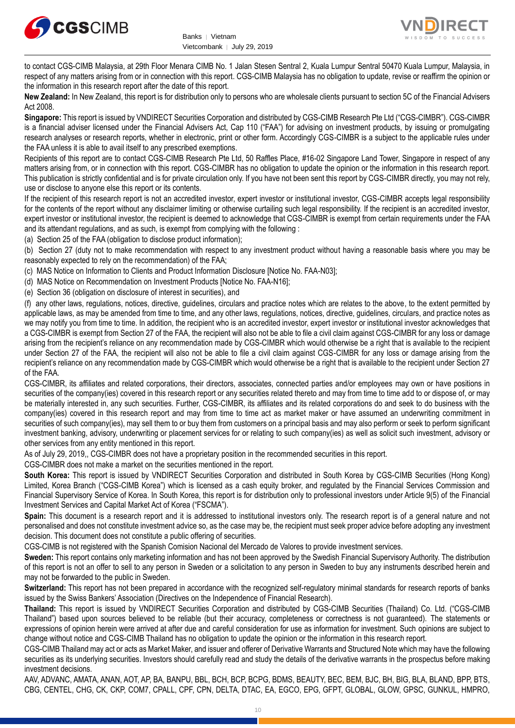to contact CGS-CIMB Malaysia, at 29th Floor Menara CIMB No. 1 Jalan Stesen Sentral 2, Kuala Lumpur Sentral 50470 Kuala Lumpur, Malaysia, in respect of any matters arising from or in connection with this report. CGS-CIMB Malaysia has no obligation to update, revise or reaffirm the opinion or the information in this research report after the date of this report.

**New Zealand:** In New Zealand, this report is for distribution only to persons who are wholesale clients pursuant to section 5C of the Financial Advisers Act 2008.

**Singapore:** This report is issued by VNDIRECT Securities Corporation and distributed by CGS-CIMB Research Pte Ltd ("CGS-CIMBR"). CGS-CIMBR is a financial adviser licensed under the Financial Advisers Act, Cap 110 ("FAA") for advising on investment products, by issuing or promulgating research analyses or research reports, whether in electronic, print or other form. Accordingly CGS-CIMBR is a subject to the applicable rules under the FAA unless it is able to avail itself to any prescribed exemptions.

Recipients of this report are to contact CGS-CIMB Research Pte Ltd, 50 Raffles Place, #16-02 Singapore Land Tower, Singapore in respect of any matters arising from, or in connection with this report. CGS-CIMBR has no obligation to update the opinion or the information in this research report. This publication is strictly confidential and is for private circulation only. If you have not been sent this report by CGS-CIMBR directly, you may not rely, use or disclose to anyone else this report or its contents.

If the recipient of this research report is not an accredited investor, expert investor or institutional investor, CGS-CIMBR accepts legal responsibility for the contents of the report without any disclaimer limiting or otherwise curtailing such legal responsibility. If the recipient is an accredited investor, expert investor or institutional investor, the recipient is deemed to acknowledge that CGS-CIMBR is exempt from certain requirements under the FAA and its attendant regulations, and as such, is exempt from complying with the following :

(a) Section 25 of the FAA (obligation to disclose product information);

(b) Section 27 (duty not to make recommendation with respect to any investment product without having a reasonable basis where you may be reasonably expected to rely on the recommendation) of the FAA;

(c) MAS Notice on Information to Clients and Product Information Disclosure [Notice No. FAA-N03];

(d) MAS Notice on Recommendation on Investment Products [Notice No. FAA-N16];

(e) Section 36 (obligation on disclosure of interest in securities), and

(f) any other laws, regulations, notices, directive, guidelines, circulars and practice notes which are relates to the above, to the extent permitted by applicable laws, as may be amended from time to time, and any other laws, regulations, notices, directive, guidelines, circulars, and practice notes as we may notify you from time to time. In addition, the recipient who is an accredited investor, expert investor or institutional investor acknowledges that a CGS-CIMBR is exempt from Section 27 of the FAA, the recipient will also not be able to file a civil claim against CGS-CIMBR for any loss or damage arising from the recipient's reliance on any recommendation made by CGS-CIMBR which would otherwise be a right that is available to the recipient under Section 27 of the FAA, the recipient will also not be able to file a civil claim against CGS-CIMBR for any loss or damage arising from the recipient's reliance on any recommendation made by CGS-CIMBR which would otherwise be a right that is available to the recipient under Section 27 of the FAA.

CGS-CIMBR, its affiliates and related corporations, their directors, associates, connected parties and/or employees may own or have positions in securities of the company(ies) covered in this research report or any securities related thereto and may from time to time add to or dispose of, or may be materially interested in, any such securities. Further, CGS-CIMBR, its affiliates and its related corporations do and seek to do business with the company(ies) covered in this research report and may from time to time act as market maker or have assumed an underwriting commitment in securities of such company(ies), may sell them to or buy them from customers on a principal basis and may also perform or seek to perform significant investment banking, advisory, underwriting or placement services for or relating to such company(ies) as well as solicit such investment, advisory or other services from any entity mentioned in this report.

As of July 29, 2019,, CGS-CIMBR does not have a proprietary position in the recommended securities in this report.

CGS-CIMBR does not make a market on the securities mentioned in the report.

**South Korea:** This report is issued by VNDIRECT Securities Corporation and distributed in South Korea by CGS-CIMB Securities (Hong Kong) Limited, Korea Branch ("CGS-CIMB Korea") which is licensed as a cash equity broker, and regulated by the Financial Services Commission and Financial Supervisory Service of Korea. In South Korea, this report is for distribution only to professional investors under Article 9(5) of the Financial Investment Services and Capital Market Act of Korea ("FSCMA").

**Spain:** This document is a research report and it is addressed to institutional investors only. The research report is of a general nature and not personalised and does not constitute investment advice so, as the case may be, the recipient must seek proper advice before adopting any investment decision. This document does not constitute a public offering of securities.

CGS-CIMB is not registered with the Spanish Comision Nacional del Mercado de Valores to provide investment services.

**Sweden:** This report contains only marketing information and has not been approved by the Swedish Financial Supervisory Authority. The distribution of this report is not an offer to sell to any person in Sweden or a solicitation to any person in Sweden to buy any instruments described herein and may not be forwarded to the public in Sweden.

**Switzerland:** This report has not been prepared in accordance with the recognized self-regulatory minimal standards for research reports of banks issued by the Swiss Bankers' Association (Directives on the Independence of Financial Research).

**Thailand:** This report is issued by VNDIRECT Securities Corporation and distributed by CGS-CIMB Securities (Thailand) Co. Ltd. ("CGS-CIMB Thailand") based upon sources believed to be reliable (but their accuracy, completeness or correctness is not guaranteed). The statements or expressions of opinion herein were arrived at after due and careful consideration for use as information for investment. Such opinions are subject to change without notice and CGS-CIMB Thailand has no obligation to update the opinion or the information in this research report.

CGS-CIMB Thailand may act or acts as Market Maker, and issuer and offerer of Derivative Warrants and Structured Note which may have the following securities as its underlying securities. Investors should carefully read and study the details of the derivative warrants in the prospectus before making investment decisions.

AAV, ADVANC, AMATA, ANAN, AOT, AP, BA, BANPU, BBL, BCH, BCP, BCPG, BDMS, BEAUTY, BEC, BEM, BJC, BH, BIG, BLA, BLAND, BPP, BTS, CBG, CENTEL, CHG, CK, CKP, COM7, CPALL, CPF, CPN, DELTA, DTAC, EA, EGCO, EPG, GFPT, GLOBAL, GLOW, GPSC, GUNKUL, HMPRO,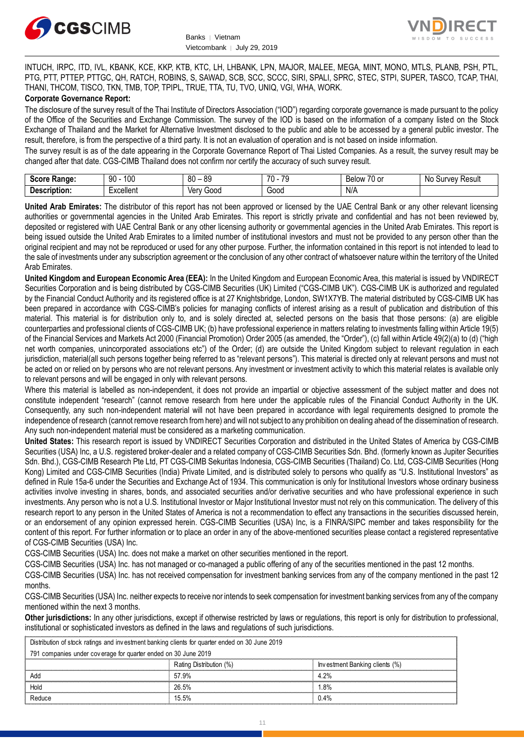INTUCH, IRPC, ITD, IVL, KBANK, KCE, KKP, KTB, KTC, LH, LHBANK, LPN, MAJOR, MALEE, MEGA, MINT, MONO, MTLS, PLANB, PSH, PTL, PTG, PTT, PTTEP, PTTGC, QH, RATCH, ROBINS, S, SAWAD, SCB, SCC, SCCC, SIRI, SPALI, SPRC, STEC, STPI, SUPER, TASCO, TCAP, THAI, THANI, THCOM, TISCO, TKN, TMB, TOP, TPIPL, TRUE, TTA, TU, TVO, UNIQ, VGI, WHA, WORK.

**Corporate Governance Report:**

The disclosure of the survey result of the Thai Institute of Directors Association ("IOD") regarding corporate governance is made pursuant to the policy of the Office of the Securities and Exchange Commission. The survey of the IOD is based on the information of a company listed on the Stock Exchange of Thailand and the Market for Alternative Investment disclosed to the public and able to be accessed by a general public investor. The result, therefore, is from the perspective of a third party. It is not an evaluation of operation and is not based on inside information.

The survey result is as of the date appearing in the Corporate Governance Report of Thai Listed Companies. As a result, the survey result may be changed after that date. CGS-CIMB Thailand does not confirm nor certify the accuracy of such survey result.

| **Score Range:** | 90 - 100 | 80 – 89 | 70 - 79 | Below 70 or | No Survey Result |
|---|---|---|---|---|---|
| **Description:** | Excellent | Very Good | Good | N/A | |

**United Arab Emirates:** The distributor of this report has not been approved or licensed by the UAE Central Bank or any other relevant licensing authorities or governmental agencies in the United Arab Emirates. This report is strictly private and confidential and has not been reviewed by, deposited or registered with UAE Central Bank or any other licensing authority or governmental agencies in the United Arab Emirates. This report is being issued outside the United Arab Emirates to a limited number of institutional investors and must not be provided to any person other than the original recipient and may not be reproduced or used for any other purpose. Further, the information contained in this report is not intended to lead to the sale of investments under any subscription agreement or the conclusion of any other contract of whatsoever nature within the territory of the United Arab Emirates.

**United Kingdom and European Economic Area (EEA):** In the United Kingdom and European Economic Area, this material is issued by VNDIRECT Securities Corporation and is being distributed by CGS-CIMB Securities (UK) Limited ("CGS-CIMB UK"). CGS-CIMB UK is authorized and regulated by the Financial Conduct Authority and its registered office is at 27 Knightsbridge, London, SW1X7YB. The material distributed by CGS-CIMB UK has been prepared in accordance with CGS-CIMB's policies for managing conflicts of interest arising as a result of publication and distribution of this material. This material is for distribution only to, and is solely directed at, selected persons on the basis that those persons: (a) are eligible counterparties and professional clients of CGS-CIMB UK; (b) have professional experience in matters relating to investments falling within Article 19(5) of the Financial Services and Markets Act 2000 (Financial Promotion) Order 2005 (as amended, the "Order"), (c) fall within Article 49(2)(a) to (d) ("high net worth companies, unincorporated associations etc") of the Order; (d) are outside the United Kingdom subject to relevant regulation in each jurisdiction, material(all such persons together being referred to as "relevant persons"). This material is directed only at relevant persons and must not be acted on or relied on by persons who are not relevant persons. Any investment or investment activity to which this material relates is available only to relevant persons and will be engaged in only with relevant persons.

Where this material is labelled as non-independent, it does not provide an impartial or objective assessment of the subject matter and does not constitute independent "research" (cannot remove research from here under the applicable rules of the Financial Conduct Authority in the UK. Consequently, any such non-independent material will not have been prepared in accordance with legal requirements designed to promote the independence of research (cannot remove research from here) and will not subject to any prohibition on dealing ahead of the dissemination of research. Any such non-independent material must be considered as a marketing communication.

**United States:** This research report is issued by VNDIRECT Securities Corporation and distributed in the United States of America by CGS-CIMB Securities (USA) Inc, a U.S. registered broker-dealer and a related company of CGS-CIMB Securities Sdn. Bhd. (formerly known as Jupiter Securities Sdn. Bhd.), CGS-CIMB Research Pte Ltd, PT CGS-CIMB Sekuritas Indonesia, CGS-CIMB Securities (Thailand) Co. Ltd, CGS-CIMB Securities (Hong Kong) Limited and CGS-CIMB Securities (India) Private Limited, and is distributed solely to persons who qualify as "U.S. Institutional Investors" as defined in Rule 15a-6 under the Securities and Exchange Act of 1934. This communication is only for Institutional Investors whose ordinary business activities involve investing in shares, bonds, and associated securities and/or derivative securities and who have professional experience in such investments. Any person who is not a U.S. Institutional Investor or Major Institutional Investor must not rely on this communication. The delivery of this research report to any person in the United States of America is not a recommendation to effect any transactions in the securities discussed herein, or an endorsement of any opinion expressed herein. CGS-CIMB Securities (USA) Inc, is a FINRA/SIPC member and takes responsibility for the content of this report. For further information or to place an order in any of the above-mentioned securities please contact a registered representative of CGS-CIMB Securities (USA) Inc.

CGS-CIMB Securities (USA) Inc. does not make a market on other securities mentioned in the report.

CGS-CIMB Securities (USA) Inc. has not managed or co-managed a public offering of any of the securities mentioned in the past 12 months.

CGS-CIMB Securities (USA) Inc. has not received compensation for investment banking services from any of the company mentioned in the past 12 months.

CGS-CIMB Securities (USA) Inc. neither expects to receive nor intends to seek compensation for investment banking services from any of the company mentioned within the next 3 months.

**Other jurisdictions:** In any other jurisdictions, except if otherwise restricted by laws or regulations, this report is only for distribution to professional, institutional or sophisticated investors as defined in the laws and regulations of such jurisdictions.

| Distribution of stock ratings and investment banking clients for quarter ended on 30 June 2019 | | |
|---|---|---|
| 791 companies under coverage for quarter ended on 30 June 2019 | | |
| | Rating Distribution (%) | Investment Banking clients (%) |
| Add | 57.9% | 4.2% |
| Hold | 26.5% | 1.8% |
| Reduce | 15.5% | 0.4% |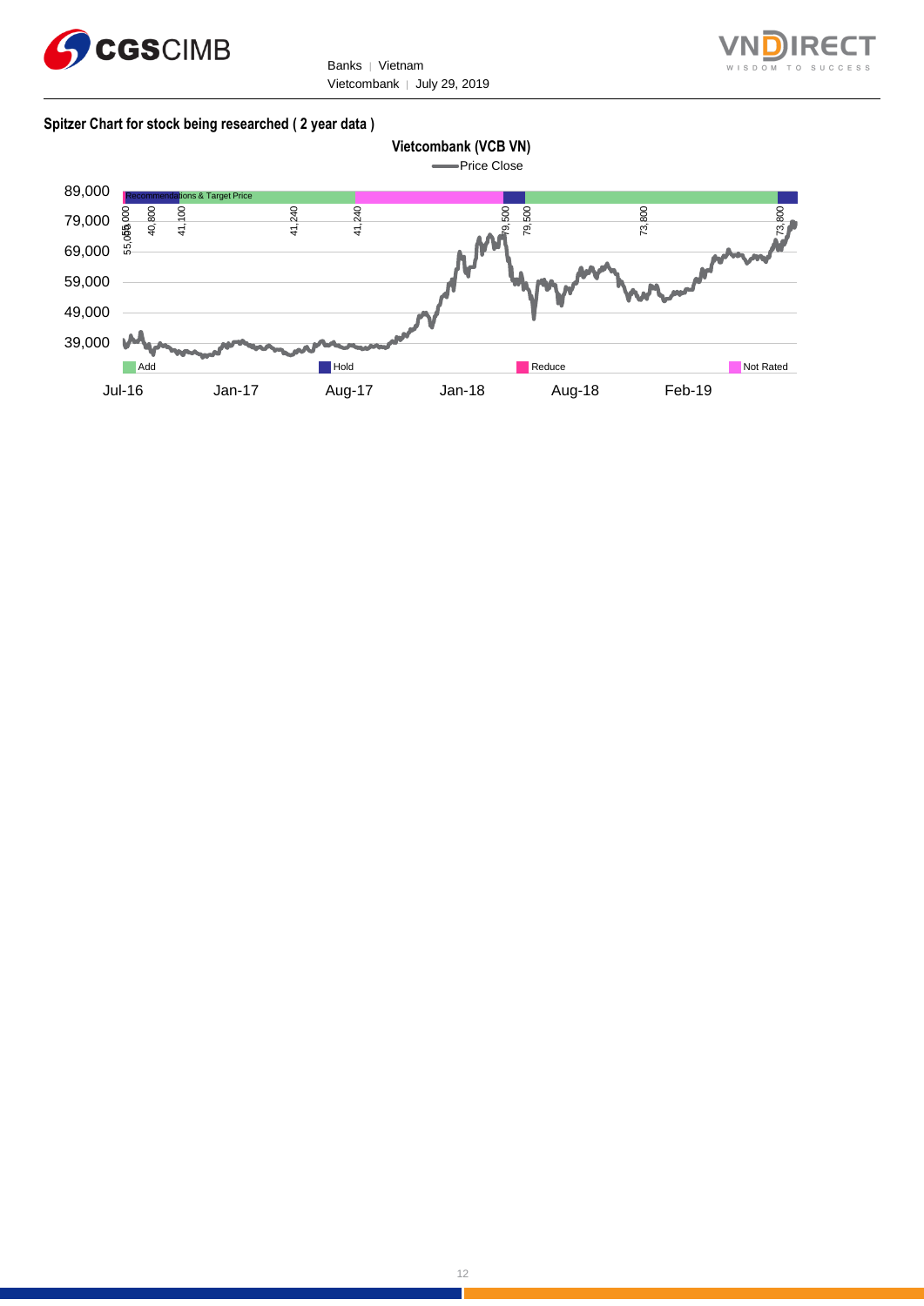**Spitzer Chart for stock being researched ( 2 year data )**

**Vietcombank (VCB VN)**

Price Close

Recommendations & Target Price

89,000
79,000
69,000
59,000
49,000
39,000

55,000 | 55,000 | 40,800 | 41,100 | 41,240 | 41,240 | 79,500 | 79,500 | 73,800 | 73,800

Add | Hold | Reduce | Not Rated

Jul-16 | Jan-17 | Aug-17 | Jan-18 | Aug-18 | Feb-19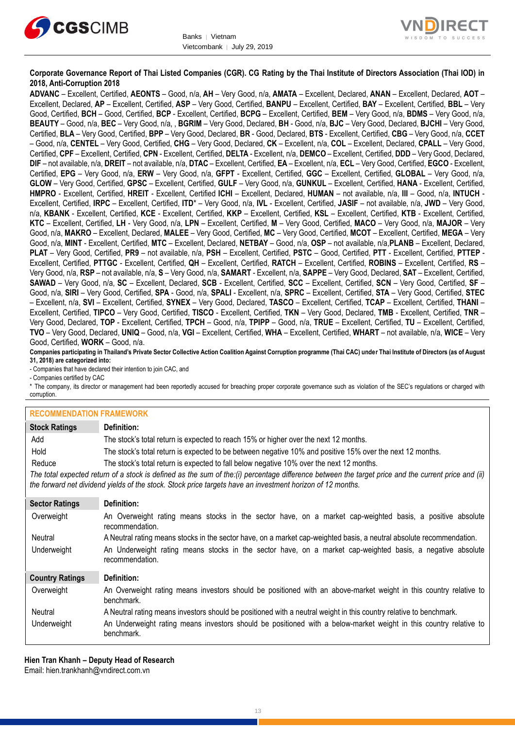**Corporate Governance Report of Thai Listed Companies (CGR). CG Rating by the Thai Institute of Directors Association (Thai IOD) in 2018, Anti-Corruption 2018**

**ADVANC** – Excellent, Certified, **AEONTS** – Good, n/a, **AH** – Very Good, n/a, **AMATA** – Excellent, Declared, **ANAN** – Excellent, Declared, **AOT** – Excellent, Declared, **AP** – Excellent, Certified, **ASP** – Very Good, Certified, **BANPU** – Excellent, Certified, **BAY** – Excellent, Certified, **BBL** – Very Good, Certified, **BCH** – Good, Certified, **BCP** - Excellent, Certified, **BCPG** – Excellent, Certified, **BEM** – Very Good, n/a, **BDMS** – Very Good, n/a, **BEAUTY** – Good, n/a, **BEC** – Very Good, n/a, , **BGRIM** – Very Good, Declared, **BH** - Good, n/a, **BJC** – Very Good, Declared, **BJCHI** – Very Good, Certified, **BLA** – Very Good, Certified, **BPP** – Very Good, Declared, **BR** - Good, Declared, **BTS** - Excellent, Certified, **CBG** – Very Good, n/a, **CCET** – Good, n/a, **CENTEL** – Very Good, Certified, **CHG** – Very Good, Declared, **CK** – Excellent, n/a, **COL** – Excellent, Declared, **CPALL** – Very Good, Certified, **CPF** – Excellent, Certified, **CPN** - Excellent, Certified, **DELTA** - Excellent, n/a, **DEMCO** – Excellent, Certified, **DDD** – Very Good, Declared, **DIF** – not available, n/a, **DREIT** – not available, n/a, **DTAC** – Excellent, Certified, **EA** – Excellent, n/a, **ECL** – Very Good, Certified, **EGCO** - Excellent, Certified, **EPG** – Very Good, n/a, **ERW** – Very Good, n/a, **GFPT** - Excellent, Certified, **GGC** – Excellent, Certified, **GLOBAL** – Very Good, n/a, **GLOW** – Very Good, Certified, **GPSC** – Excellent, Certified, **GULF** – Very Good, n/a, **GUNKUL** – Excellent, Certified, **HANA** - Excellent, Certified, **HMPRO** - Excellent, Certified, **HREIT** - Excellent, Certified **ICHI** – Excellent, Declared, **HUMAN** – not available, n/a, **III** – Good, n/a, **INTUCH** - Excellent, Certified, **IRPC** – Excellent, Certified, **ITD*** – Very Good, n/a, **IVL** - Excellent, Certified, **JASIF** – not available, n/a, **JWD** – Very Good, n/a, **KBANK** - Excellent, Certified, **KCE** - Excellent, Certified, **KKP** – Excellent, Certified, **KSL** – Excellent, Certified, **KTB** - Excellent, Certified, **KTC** – Excellent, Certified, **LH** - Very Good, n/a, **LPN** – Excellent, Certified, **M** – Very Good, Certified, **MACO** – Very Good, n/a, **MAJOR** – Very Good, n/a, **MAKRO** – Excellent, Declared, **MALEE** – Very Good, Certified, **MC** – Very Good, Certified, **MCOT** – Excellent, Certified, **MEGA** – Very Good, n/a, **MINT** - Excellent, Certified, **MTC** – Excellent, Declared, **NETBAY** – Good, n/a, **OSP** – not available, n/a,**PLANB** – Excellent, Declared, **PLAT** – Very Good, Certified, **PR9** – not available, n/a, **PSH** – Excellent, Certified, **PSTC** – Good, Certified, **PTT** - Excellent, Certified, **PTTEP** - Excellent, Certified, **PTTGC** - Excellent, Certified, **QH** – Excellent, Certified, **RATCH** – Excellent, Certified, **ROBINS** – Excellent, Certified, **RS** – Very Good, n/a, **RSP** – not available, n/a, **S** – Very Good, n/a, **SAMART** - Excellent, n/a, **SAPPE** – Very Good, Declared, **SAT** – Excellent, Certified, **SAWAD** – Very Good, n/a, **SC** – Excellent, Declared, **SCB** - Excellent, Certified, **SCC** – Excellent, Certified, **SCN** – Very Good, Certified, **SF** – Good, n/a, **SIRI** – Very Good, Certified, **SPA** - Good, n/a, **SPALI** - Excellent, n/a, **SPRC** – Excellent, Certified, **STA** – Very Good, Certified, **STEC** – Excellent, n/a, **SVI** – Excellent, Certified, **SYNEX** – Very Good, Declared, **TASCO** – Excellent, Certified, **TCAP** – Excellent, Certified, **THANI** – Excellent, Certified, **TIPCO** – Very Good, Certified, **TISCO** - Excellent, Certified, **TKN** – Very Good, Declared, **TMB** - Excellent, Certified, **TNR** – Very Good, Declared, **TOP** - Excellent, Certified, **TPCH** – Good, n/a, **TPIPP** – Good, n/a, **TRUE** – Excellent, Certified, **TU** – Excellent, Certified, **TVO** – Very Good, Declared, **UNIQ** – Good, n/a, **VGI** – Excellent, Certified, **WHA** – Excellent, Certified, **WHART** – not available, n/a, **WICE** – Very Good, Certified, **WORK** – Good, n/a.

**Companies participating in Thailand's Private Sector Collective Action Coalition Against Corruption programme (Thai CAC) under Thai Institute of Directors (as of August 31, 2018) are categorized into:**

- Companies that have declared their intention to join CAC, and
- Companies certified by CAC

* The company, its director or management had been reportedly accused for breaching proper corporate governance such as violation of the SEC's regulations or charged with corruption.

**RECOMMENDATION FRAMEWORK**

| Stock Ratings | Definition: |
|---|---|
| Add | The stock's total return is expected to reach 15% or higher over the next 12 months. |
| Hold | The stock's total return is expected to be between negative 10% and positive 15% over the next 12 months. |
| Reduce | The stock's total return is expected to fall below negative 10% over the next 12 months. |

*The total expected return of a stock is defined as the sum of the:(i) percentage difference between the target price and the current price and (ii) the forward net dividend yields of the stock. Stock price targets have an investment horizon of 12 months.*

| Sector Ratings | Definition: |
|---|---|
| Overweight | An Overweight rating means stocks in the sector have, on a market cap-weighted basis, a positive absolute recommendation. |
| Neutral | A Neutral rating means stocks in the sector have, on a market cap-weighted basis, a neutral absolute recommendation. |
| Underweight | An Underweight rating means stocks in the sector have, on a market cap-weighted basis, a negative absolute recommendation. |

| Country Ratings | Definition: |
|---|---|
| Overweight | An Overweight rating means investors should be positioned with an above-market weight in this country relative to benchmark. |
| Neutral | A Neutral rating means investors should be positioned with a neutral weight in this country relative to benchmark. |
| Underweight | An Underweight rating means investors should be positioned with a below-market weight in this country relative to benchmark. |

**Hien Tran Khanh – Deputy Head of Research**
Email: hien.trankhanh@vndirect.com.vn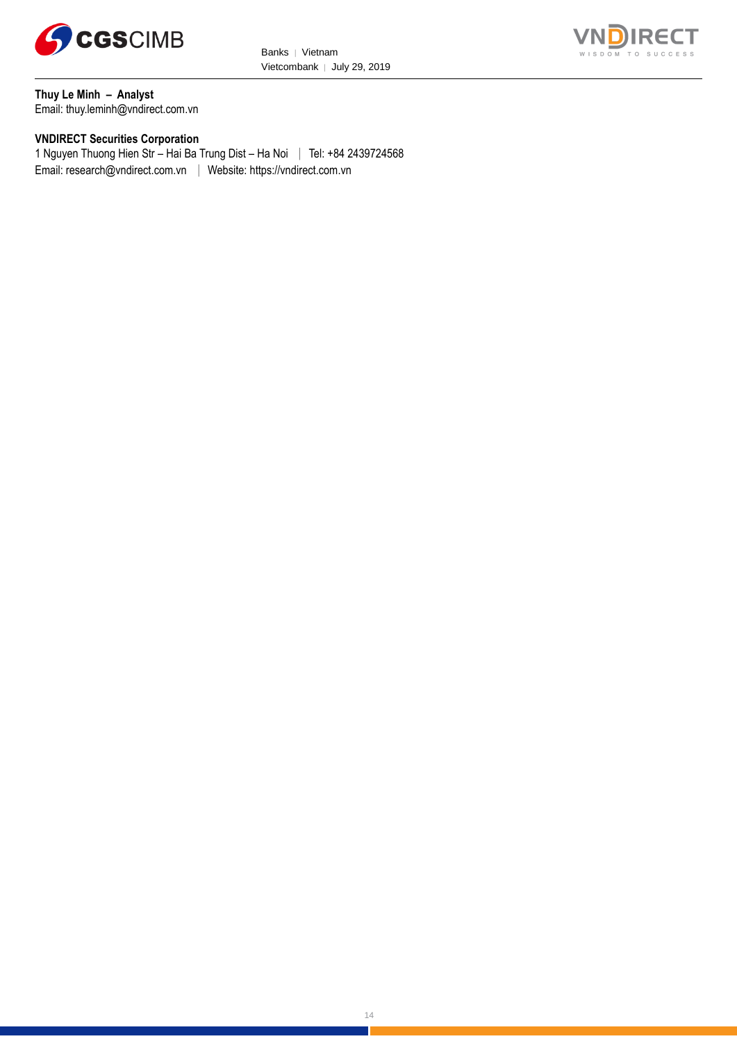**Thuy Le Minh – Analyst**
Email: thuy.leminh@vndirect.com.vn

**VNDIRECT Securities Corporation**
1 Nguyen Thuong Hien Str – Hai Ba Trung Dist – Ha Noi | Tel: +84 2439724568
Email: research@vndirect.com.vn | Website: https://vndirect.com.vn